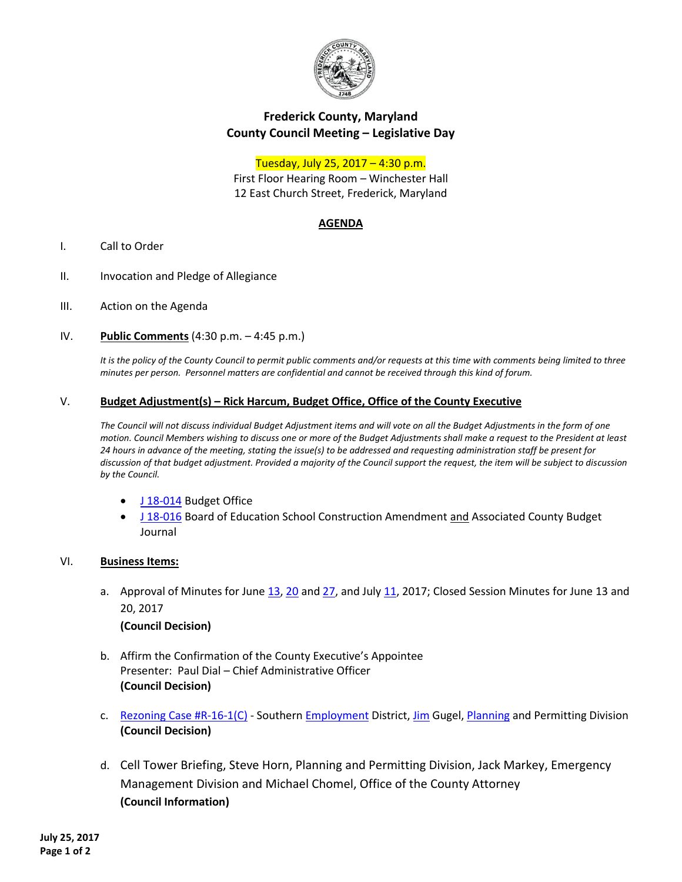# Frederick County, Maryland
## County Council Meeting – Legislative Day

Tuesday, July 25, 2017 – 4:30 p.m.
First Floor Hearing Room – Winchester Hall
12 East Church Street, Frederick, Maryland

## AGENDA

I. Call to Order

II. Invocation and Pledge of Allegiance

III. Action on the Agenda

IV. **Public Comments** (4:30 p.m. – 4:45 p.m.)

*It is the policy of the County Council to permit public comments and/or requests at this time with comments being limited to three minutes per person. Personnel matters are confidential and cannot be received through this kind of forum.*

V. **Budget Adjustment(s) – Rick Harcum, Budget Office, Office of the County Executive**

*The Council will not discuss individual Budget Adjustment items and will vote on all the Budget Adjustments in the form of one motion. Council Members wishing to discuss one or more of the Budget Adjustments shall make a request to the President at least 24 hours in advance of the meeting, stating the issue(s) to be addressed and requesting administration staff be present for discussion of that budget adjustment. Provided a majority of the Council support the request, the item will be subject to discussion by the Council.*

- J 18-014 Budget Office
- J 18-016 Board of Education School Construction Amendment and Associated County Budget Journal

VI. **Business Items:**

a. Approval of Minutes for June 13, 20 and 27, and July 11, 2017; Closed Session Minutes for June 13 and 20, 2017
**(Council Decision)**

b. Affirm the Confirmation of the County Executive's Appointee
Presenter: Paul Dial – Chief Administrative Officer
**(Council Decision)**

c. Rezoning Case #R-16-1(C) - Southern Employment District, Jim Gugel, Planning and Permitting Division
**(Council Decision)**

d. Cell Tower Briefing, Steve Horn, Planning and Permitting Division, Jack Markey, Emergency Management Division and Michael Chomel, Office of the County Attorney
**(Council Information)**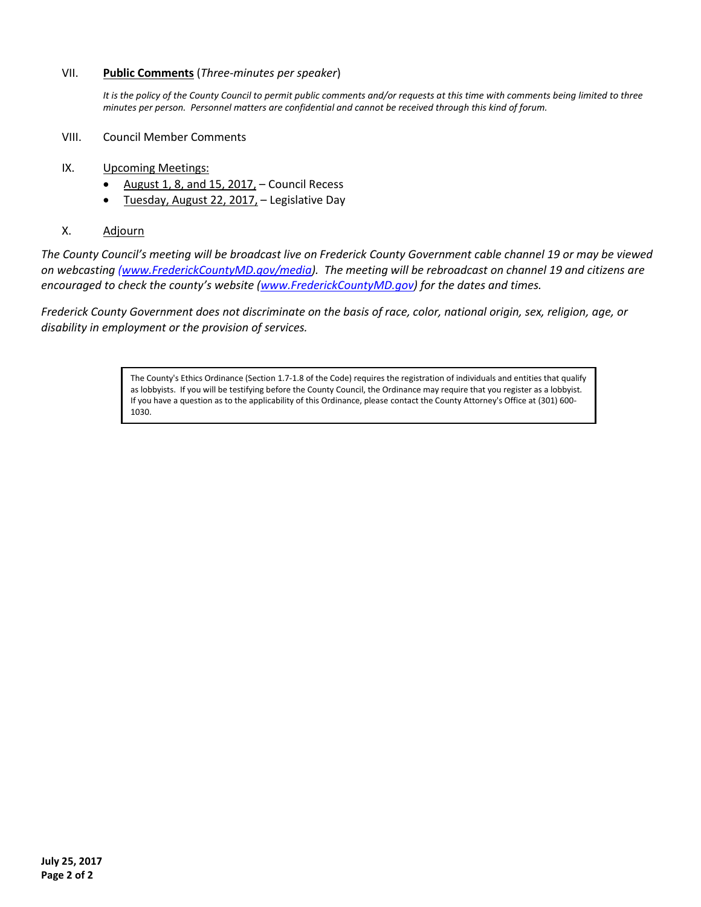VII. **Public Comments** (*Three-minutes per speaker*)

*It is the policy of the County Council to permit public comments and/or requests at this time with comments being limited to three minutes per person. Personnel matters are confidential and cannot be received through this kind of forum.*

VIII. Council Member Comments

IX. Upcoming Meetings:

- August 1, 8, and 15, 2017, – Council Recess
- Tuesday, August 22, 2017, – Legislative Day

X. Adjourn

*The County Council's meeting will be broadcast live on Frederick County Government cable channel 19 or may be viewed on webcasting (www.FrederickCountyMD.gov/media). The meeting will be rebroadcast on channel 19 and citizens are encouraged to check the county's website (www.FrederickCountyMD.gov) for the dates and times.*

*Frederick County Government does not discriminate on the basis of race, color, national origin, sex, religion, age, or disability in employment or the provision of services.*

The County's Ethics Ordinance (Section 1.7-1.8 of the Code) requires the registration of individuals and entities that qualify as lobbyists. If you will be testifying before the County Council, the Ordinance may require that you register as a lobbyist. If you have a question as to the applicability of this Ordinance, please contact the County Attorney's Office at (301) 600-1030.

**July 25, 2017**